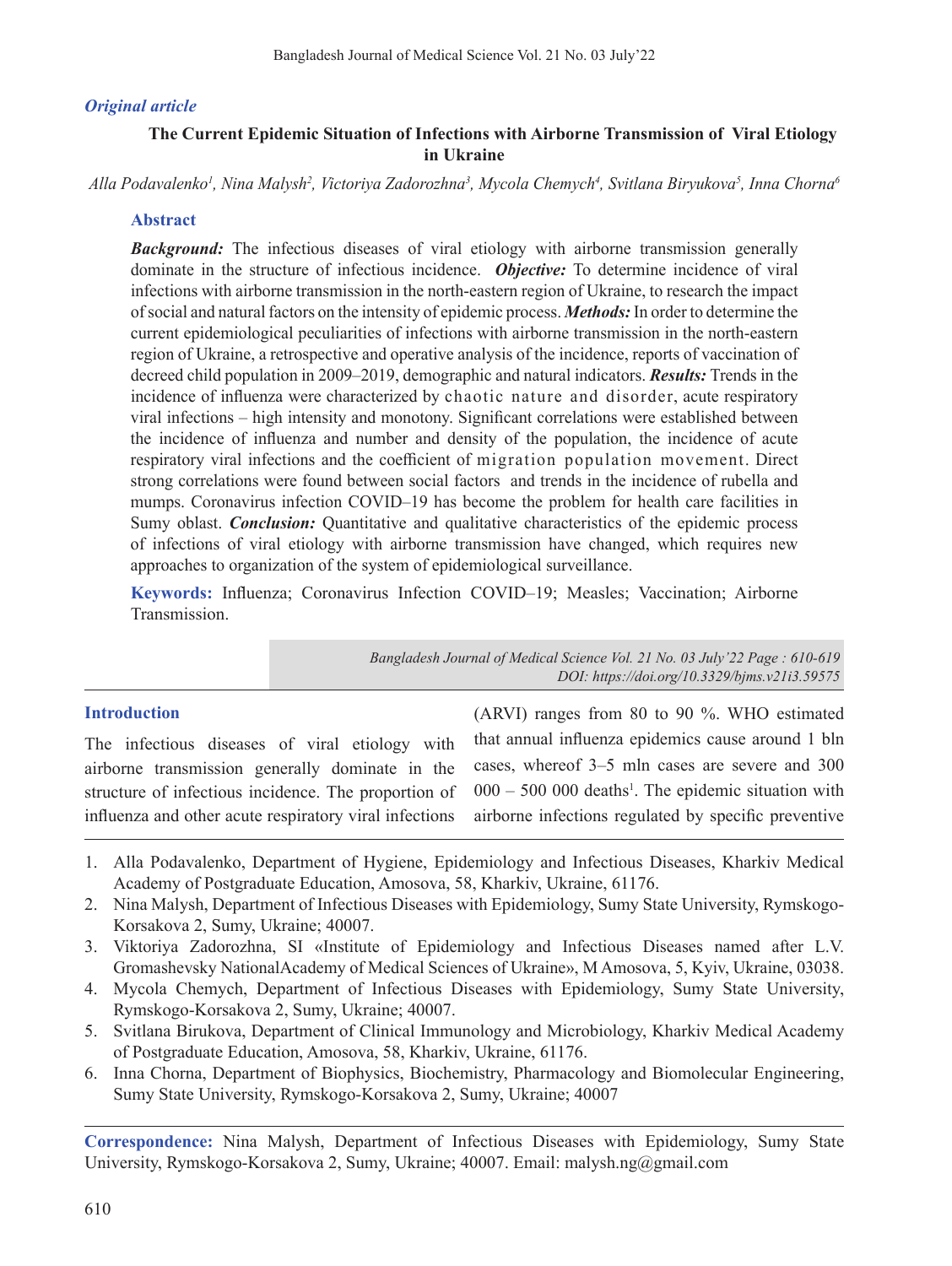*Original article*

# The Current Epidemic Situation of Infections with Airborne Transmission of Viral Etiology in Ukraine

*Alla Podavalenko[1], Nina Malysh[2], Victoriya Zadorozhna[3], Mycola Chemych[4], Svitlana Biryukova[5], Inna Chorna[6]*

## Abstract

***Background:*** The infectious diseases of viral etiology with airborne transmission generally dominate in the structure of infectious incidence. ***Objective:*** To determine incidence of viral infections with airborne transmission in the north-eastern region of Ukraine, to research the impact of social and natural factors on the intensity of epidemic process. ***Methods:*** In order to determine the current epidemiological peculiarities of infections with airborne transmission in the north-eastern region of Ukraine, a retrospective and operative analysis of the incidence, reports of vaccination of decreed child population in 2009–2019, demographic and natural indicators. ***Results:*** Trends in the incidence of influenza were characterized by chaotic nature and disorder, acute respiratory viral infections – high intensity and monotony. Significant correlations were established between the incidence of influenza and number and density of the population, the incidence of acute respiratory viral infections and the coefficient of migration population movement. Direct strong correlations were found between social factors and trends in the incidence of rubella and mumps. Coronavirus infection COVID–19 has become the problem for health care facilities in Sumy oblast. ***Conclusion:*** Quantitative and qualitative characteristics of the epidemic process of infections of viral etiology with airborne transmission have changed, which requires new approaches to organization of the system of epidemiological surveillance.

**Keywords:** Influenza; Coronavirus Infection COVID–19; Measles; Vaccination; Airborne Transmission.

*DOI: https://doi.org/10.3329/bjms.v21i3.59575*

## Introduction

The infectious diseases of viral etiology with airborne transmission generally dominate in the structure of infectious incidence. The proportion of influenza and other acute respiratory viral infections (ARVI) ranges from 80 to 90 %. WHO estimated that annual influenza epidemics cause around 1 bln cases, whereof 3–5 mln cases are severe and 300 000 – 500 000 deaths[1]. The epidemic situation with airborne infections regulated by specific preventive

---

1. Alla Podavalenko, Department of Hygiene, Epidemiology and Infectious Diseases, Kharkiv Medical Academy of Postgraduate Education, Amosova, 58, Kharkiv, Ukraine, 61176.
2. Nina Malysh, Department of Infectious Diseases with Epidemiology, Sumy State University, Rymskogo-Korsakova 2, Sumy, Ukraine; 40007.
3. Viktoriya Zadorozhna, SI «Institute of Epidemiology and Infectious Diseases named after L.V. Gromashevsky NationalAcademy of Medical Sciences of Ukraine», M Amosova, 5, Kyiv, Ukraine, 03038.
4. Mycola Chemych, Department of Infectious Diseases with Epidemiology, Sumy State University, Rymskogo-Korsakova 2, Sumy, Ukraine; 40007.
5. Svitlana Birukova, Department of Clinical Immunology and Microbiology, Kharkiv Medical Academy of Postgraduate Education, Amosova, 58, Kharkiv, Ukraine, 61176.
6. Inna Chorna, Department of Biophysics, Biochemistry, Pharmacology and Biomolecular Engineering, Sumy State University, Rymskogo-Korsakova 2, Sumy, Ukraine; 40007

**Correspondence:** Nina Malysh, Department of Infectious Diseases with Epidemiology, Sumy State University, Rymskogo-Korsakova 2, Sumy, Ukraine; 40007. Email: malysh.ng@gmail.com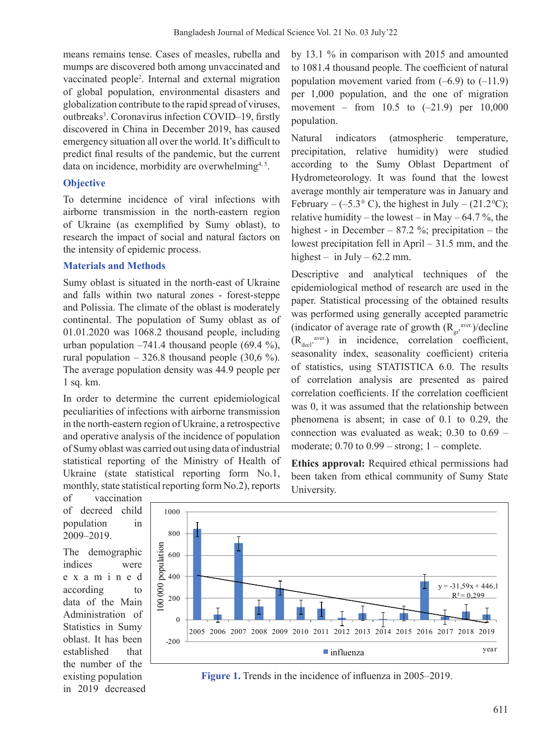means remains tense. Cases of measles, rubella and mumps are discovered both among unvaccinated and vaccinated people[2]. Internal and external migration of global population, environmental disasters and globalization contribute to the rapid spread of viruses, outbreaks[3]. Coronavirus infection COVID–19, firstly discovered in China in December 2019, has caused emergency situation all over the world. It's difficult to predict final results of the pandemic, but the current data on incidence, morbidity are overwhelming[4, 5].

## Objective

To determine incidence of viral infections with airborne transmission in the north-eastern region of Ukraine (as exemplified by Sumy oblast), to research the impact of social and natural factors on the intensity of epidemic process.

## Materials and Methods

Sumy oblast is situated in the north-east of Ukraine and falls within two natural zones - forest-steppe and Polissia. The climate of the oblast is moderately continental. The population of Sumy oblast as of 01.01.2020 was 1068.2 thousand people, including urban population –741.4 thousand people (69.4 %), rural population – 326.8 thousand people (30,6 %). The average population density was 44.9 people per 1 sq. km.

In order to determine the current epidemiological peculiarities of infections with airborne transmission in the north-eastern region of Ukraine, a retrospective and operative analysis of the incidence of population of Sumy oblast was carried out using data of industrial statistical reporting of the Ministry of Health of Ukraine (state statistical reporting form No.1, monthly, state statistical reporting form No.2), reports of vaccination of decreed child population in 2009–2019.

The demographic indices were examined according to data of the Main Administration of Statistics in Sumy oblast. It has been established that the number of the existing population in 2019 decreased by 13.1 % in comparison with 2015 and amounted to 1081.4 thousand people. The coefficient of natural population movement varied from (–6.9) to (–11.9) per 1,000 population, and the one of migration movement – from 10.5 to (–21.9) per 10,000 population.

Natural indicators (atmospheric temperature, precipitation, relative humidity) were studied according to the Sumy Oblast Department of Hydrometeorology. It was found that the lowest average monthly air temperature was in January and February – (–5.3 $^0$ C), the highest in July – (21.2 $^0$C); relative humidity – the lowest – in May – 64.7 %, the highest - in December – 87.2 %; precipitation – the lowest precipitation fell in April – 31.5 mm, and the highest – in July – 62.2 mm.

Descriptive and analytical techniques of the epidemiological method of research are used in the paper. Statistical processing of the obtained results was performed using generally accepted parametric (indicator of average rate of growth ($R_{gr.}^{aver.}$)/decline ($R_{decl.}^{aver.}$) in incidence, correlation coefficient, seasonality index, seasonality coefficient) criteria of statistics, using STATISTICA 6.0. The results of correlation analysis are presented as paired correlation coefficients. If the correlation coefficient was 0, it was assumed that the relationship between phenomena is absent; in case of 0.1 to 0.29, the connection was evaluated as weak; 0.30 to 0.69 – moderate; 0.70 to 0.99 – strong; 1 – complete.

**Ethics approval:** Required ethical permissions had been taken from ethical community of Sumy State University.

**Figure 1.** Trends in the incidence of influenza in 2005–2019.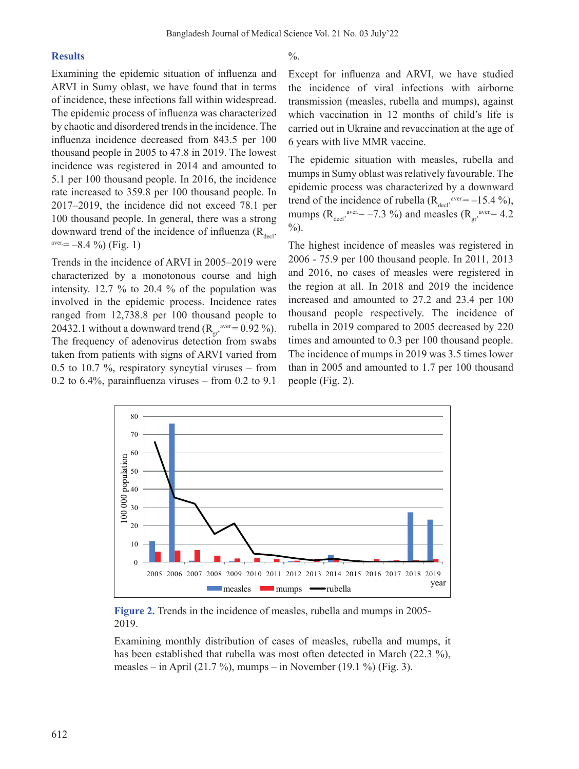## Results

Examining the epidemic situation of influenza and ARVI in Sumy oblast, we have found that in terms of incidence, these infections fall within widespread. The epidemic process of influenza was characterized by chaotic and disordered trends in the incidence. The influenza incidence decreased from 843.5 per 100 thousand people in 2005 to 47.8 in 2019. The lowest incidence was registered in 2014 and amounted to 5.1 per 100 thousand people. In 2016, the incidence rate increased to 359.8 per 100 thousand people. In 2017–2019, the incidence did not exceed 78.1 per 100 thousand people. In general, there was a strong downward trend of the incidence of influenza ($R_{decl.}^{aver.}$= –8.4 %) (Fig. 1)

Trends in the incidence of ARVI in 2005–2019 were characterized by a monotonous course and high intensity. 12.7 % to 20.4 % of the population was involved in the epidemic process. Incidence rates ranged from 12,738.8 per 100 thousand people to 20432.1 without a downward trend ($R_{gr.}^{aver.}$= 0.92 %). The frequency of adenovirus detection from swabs taken from patients with signs of ARVI varied from 0.5 to 10.7 %, respiratory syncytial viruses – from 0.2 to 6.4%, parainfluenza viruses – from 0.2 to 9.1 %.

Except for influenza and ARVI, we have studied the incidence of viral infections with airborne transmission (measles, rubella and mumps), against which vaccination in 12 months of child's life is carried out in Ukraine and revaccination at the age of 6 years with live MMR vaccine.

The epidemic situation with measles, rubella and mumps in Sumy oblast was relatively favourable. The epidemic process was characterized by a downward trend of the incidence of rubella ($R_{decl.}^{aver.}$= –15.4 %), mumps ($R_{decl.}^{aver.}$= –7.3 %) and measles ($R_{gr.}^{aver.}$= 4.2 %).

The highest incidence of measles was registered in 2006 - 75.9 per 100 thousand people. In 2011, 2013 and 2016, no cases of measles were registered in the region at all. In 2018 and 2019 the incidence increased and amounted to 27.2 and 23.4 per 100 thousand people respectively. The incidence of rubella in 2019 compared to 2005 decreased by 220 times and amounted to 0.3 per 100 thousand people. The incidence of mumps in 2019 was 3.5 times lower than in 2005 and amounted to 1.7 per 100 thousand people (Fig. 2).

**Figure 2.** Trends in the incidence of measles, rubella and mumps in 2005-2019.

Examining monthly distribution of cases of measles, rubella and mumps, it has been established that rubella was most often detected in March (22.3 %), measles – in April (21.7 %), mumps – in November (19.1 %) (Fig. 3).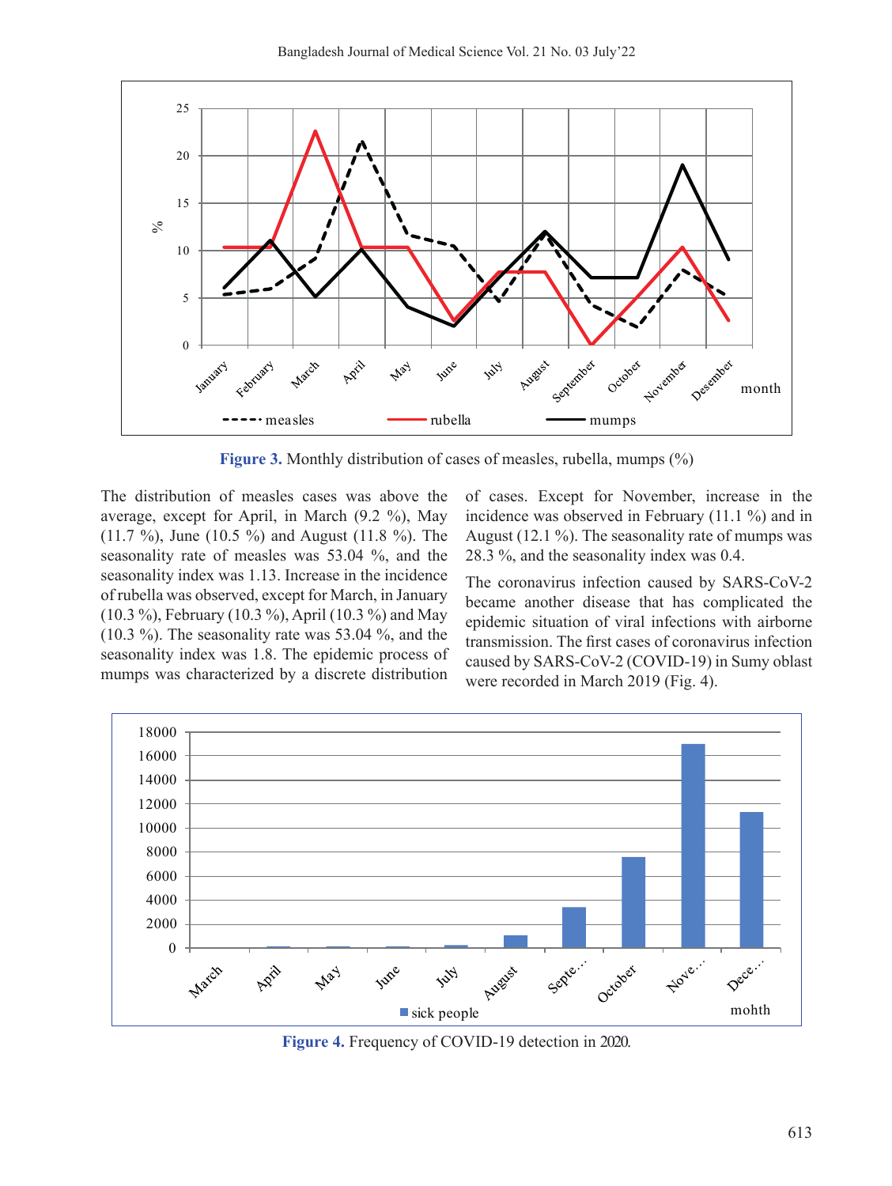Figure 3. Monthly distribution of cases of measles, rubella, mumps (%)

The distribution of measles cases was above the average, except for April, in March (9.2 %), May (11.7 %), June (10.5 %) and August (11.8 %). The seasonality rate of measles was 53.04 %, and the seasonality index was 1.13. Increase in the incidence of rubella was observed, except for March, in January (10.3 %), February (10.3 %), April (10.3 %) and May (10.3 %). The seasonality rate was 53.04 %, and the seasonality index was 1.8. The epidemic process of mumps was characterized by a discrete distribution of cases. Except for November, increase in the incidence was observed in February (11.1 %) and in August (12.1 %). The seasonality rate of mumps was 28.3 %, and the seasonality index was 0.4.

The coronavirus infection caused by SARS-CoV-2 became another disease that has complicated the epidemic situation of viral infections with airborne transmission. The first cases of coronavirus infection caused by SARS-CoV-2 (COVID-19) in Sumy oblast were recorded in March 2019 (Fig. 4).

Figure 4. Frequency of COVID-19 detection in 2020.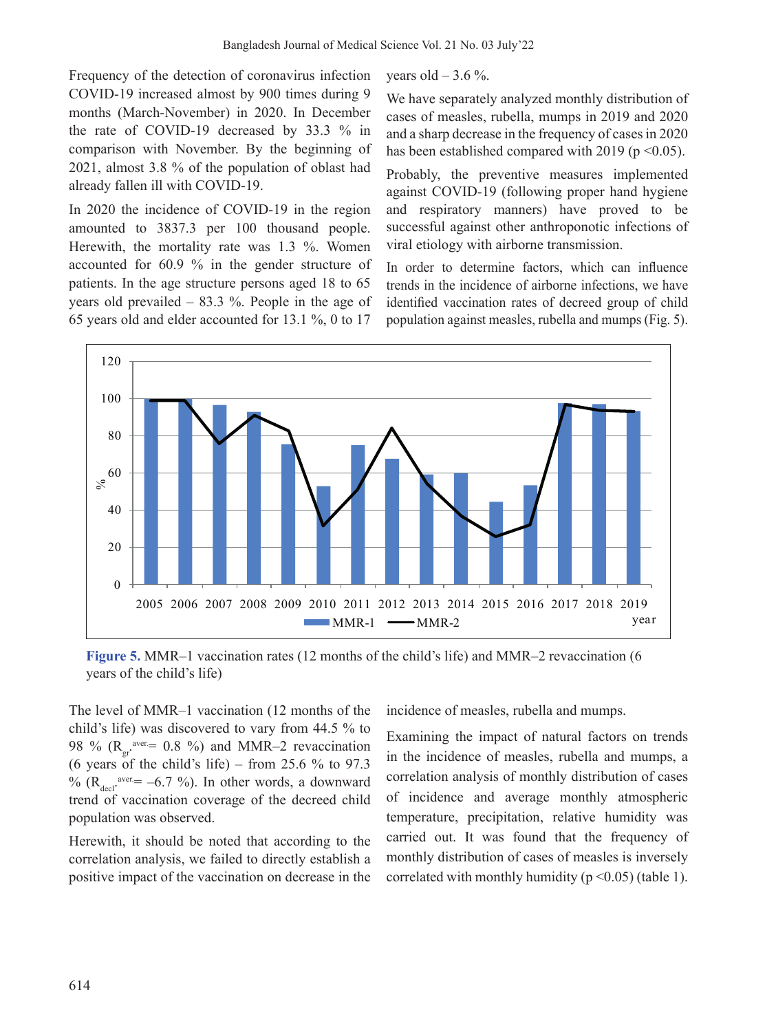Frequency of the detection of coronavirus infection COVID-19 increased almost by 900 times during 9 months (March-November) in 2020. In December the rate of COVID-19 decreased by 33.3 % in comparison with November. By the beginning of 2021, almost 3.8 % of the population of oblast had already fallen ill with COVID-19.

In 2020 the incidence of COVID-19 in the region amounted to 3837.3 per 100 thousand people. Herewith, the mortality rate was 1.3 %. Women accounted for 60.9 % in the gender structure of patients. In the age structure persons aged 18 to 65 years old prevailed – 83.3 %. People in the age of 65 years old and elder accounted for 13.1 %, 0 to 17 years old – 3.6 %.

We have separately analyzed monthly distribution of cases of measles, rubella, mumps in 2019 and 2020 and a sharp decrease in the frequency of cases in 2020 has been established compared with 2019 ($p < 0.05$).

Probably, the preventive measures implemented against COVID-19 (following proper hand hygiene and respiratory manners) have proved to be successful against other anthroponotic infections of viral etiology with airborne transmission.

In order to determine factors, which can influence trends in the incidence of airborne infections, we have identified vaccination rates of decreed group of child population against measles, rubella and mumps (Fig. 5).

**Figure 5.** MMR–1 vaccination rates (12 months of the child's life) and MMR–2 revaccination (6 years of the child's life)

The level of MMR–1 vaccination (12 months of the child's life) was discovered to vary from 44.5 % to 98 % ($R_{gr}^{aver.}$= 0.8 %) and MMR–2 revaccination (6 years of the child's life) – from 25.6 % to 97.3 % ($R_{decl}^{aver.}$= –6.7 %). In other words, a downward trend of vaccination coverage of the decreed child population was observed.

Herewith, it should be noted that according to the correlation analysis, we failed to directly establish a positive impact of the vaccination on decrease in the incidence of measles, rubella and mumps.

Examining the impact of natural factors on trends in the incidence of measles, rubella and mumps, a correlation analysis of monthly distribution of cases of incidence and average monthly atmospheric temperature, precipitation, relative humidity was carried out. It was found that the frequency of monthly distribution of cases of measles is inversely correlated with monthly humidity ($p < 0.05$) (table 1).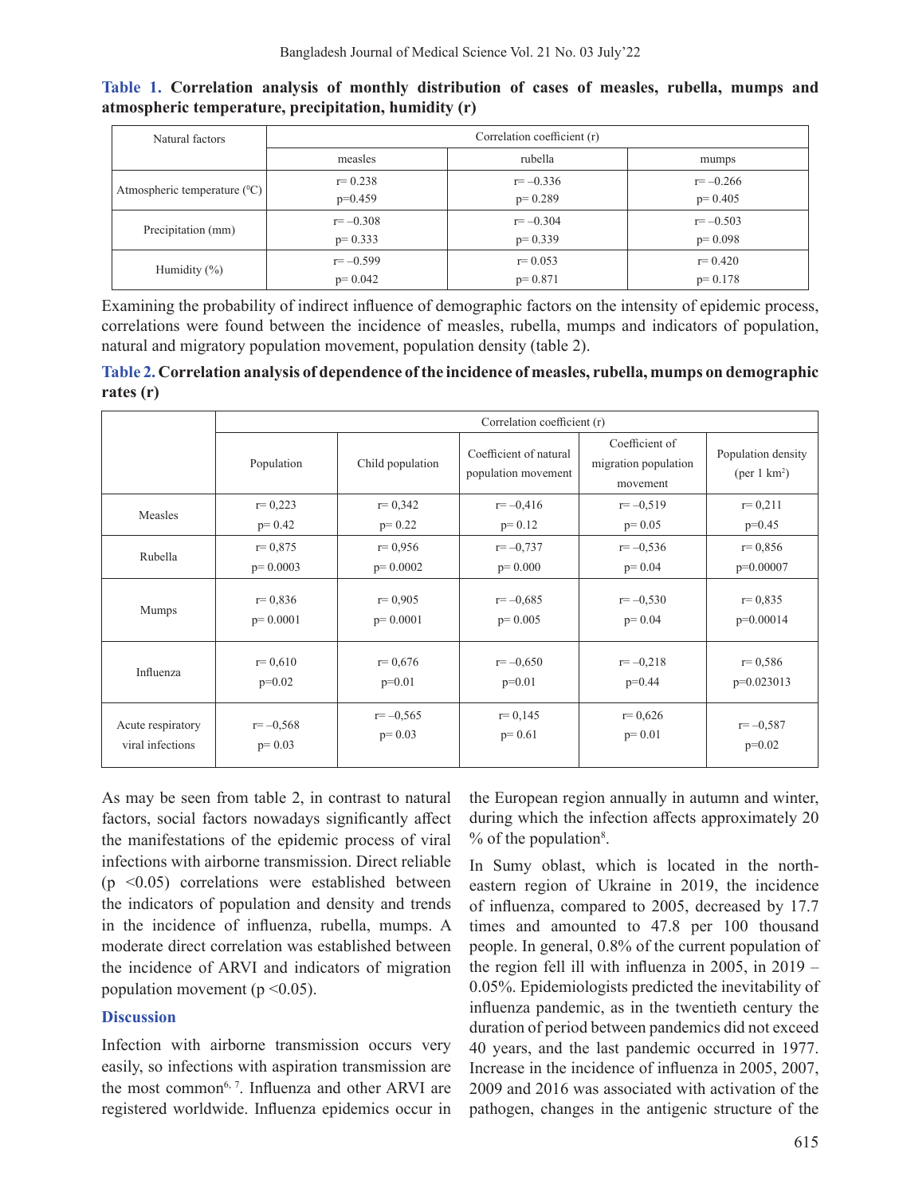**Table 1. Correlation analysis of monthly distribution of cases of measles, rubella, mumps and atmospheric temperature, precipitation, humidity (r)**

| Natural factors | Correlation coefficient (r) | | |
|---|---|---|---|
| | measles | rubella | mumps |
| Atmospheric temperature (⁰C) | r= 0.238<br>p=0.459 | r= –0.336<br>p= 0.289 | r= –0.266<br>p= 0.405 |
| Precipitation (mm) | r= –0.308<br>p= 0.333 | r= –0.304<br>p= 0.339 | r= –0.503<br>p= 0.098 |
| Humidity (%) | r= –0.599<br>p= 0.042 | r= 0.053<br>p= 0.871 | r= 0.420<br>p= 0.178 |

Examining the probability of indirect influence of demographic factors on the intensity of epidemic process, correlations were found between the incidence of measles, rubella, mumps and indicators of population, natural and migratory population movement, population density (table 2).

**Table 2. Correlation analysis of dependence of the incidence of measles, rubella, mumps on demographic rates (r)**

| | Correlation coefficient (r) | | | | |
|---|---|---|---|---|---|
| | Population | Child population | Coefficient of natural population movement | Coefficient of migration population movement | Population density (per 1 km²) |
| Measles | r= 0,223<br>p= 0.42 | r= 0,342<br>p= 0.22 | r= –0,416<br>p= 0.12 | r= –0,519<br>p= 0.05 | r= 0,211<br>p=0.45 |
| Rubella | r= 0,875<br>p= 0.0003 | r= 0,956<br>p= 0.0002 | r= –0,737<br>p= 0.000 | r= –0,536<br>p= 0.04 | r= 0,856<br>p=0.00007 |
| Mumps | r= 0,836<br>p= 0.0001 | r= 0,905<br>p= 0.0001 | r= –0,685<br>p= 0.005 | r= –0,530<br>p= 0.04 | r= 0,835<br>p=0.00014 |
| Influenza | r= 0,610<br>p=0.02 | r= 0,676<br>p=0.01 | r= –0,650<br>p=0.01 | r= –0,218<br>p=0.44 | r= 0,586<br>p=0.023013 |
| Acute respiratory viral infections | r= –0,568<br>p= 0.03 | r= –0,565<br>p= 0.03 | r= 0,145<br>p= 0.61 | r= 0,626<br>p= 0.01 | r= –0,587<br>p=0.02 |

As may be seen from table 2, in contrast to natural factors, social factors nowadays significantly affect the manifestations of the epidemic process of viral infections with airborne transmission. Direct reliable ($p < 0.05$) correlations were established between the indicators of population and density and trends in the incidence of influenza, rubella, mumps. A moderate direct correlation was established between the incidence of ARVI and indicators of migration population movement ($p < 0.05$).

## Discussion

Infection with airborne transmission occurs very easily, so infections with aspiration transmission are the most common[6, 7]. Influenza and other ARVI are registered worldwide. Influenza epidemics occur in the European region annually in autumn and winter, during which the infection affects approximately 20 % of the population[8].

In Sumy oblast, which is located in the north-eastern region of Ukraine in 2019, the incidence of influenza, compared to 2005, decreased by 17.7 times and amounted to 47.8 per 100 thousand people. In general, 0.8% of the current population of the region fell ill with influenza in 2005, in 2019 – 0.05%. Epidemiologists predicted the inevitability of influenza pandemic, as in the twentieth century the duration of period between pandemics did not exceed 40 years, and the last pandemic occurred in 1977. Increase in the incidence of influenza in 2005, 2007, 2009 and 2016 was associated with activation of the pathogen, changes in the antigenic structure of the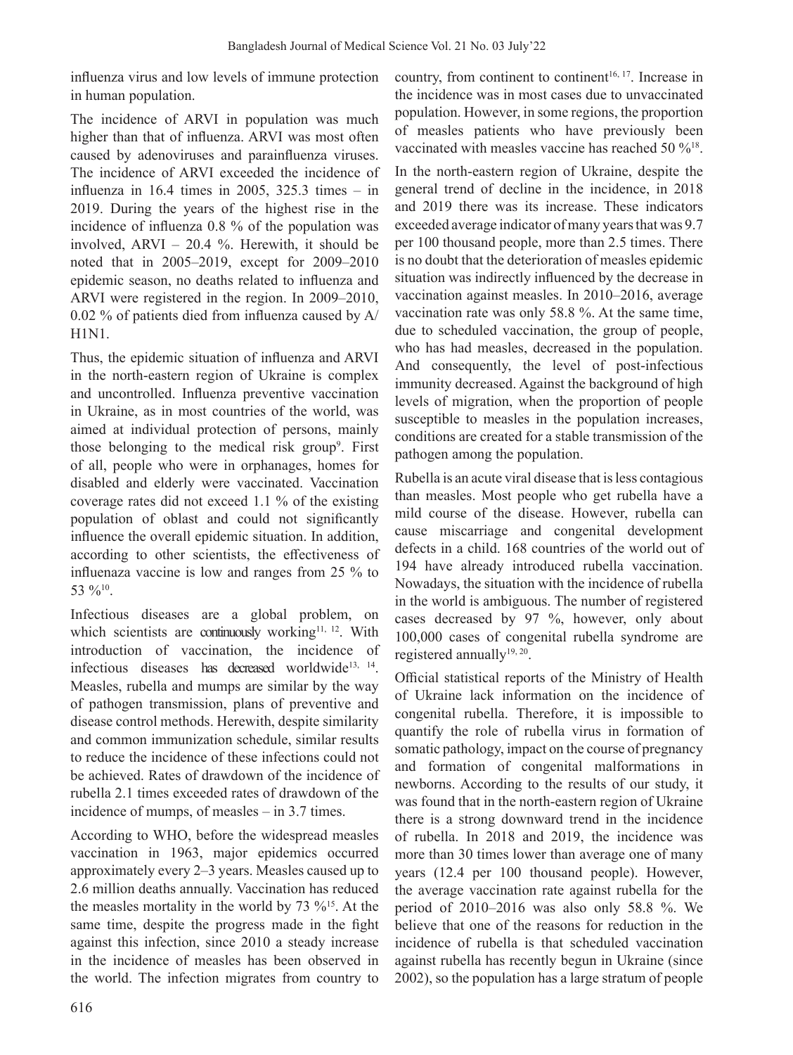influenza virus and low levels of immune protection in human population.

The incidence of ARVI in population was much higher than that of influenza. ARVI was most often caused by adenoviruses and parainfluenza viruses. The incidence of ARVI exceeded the incidence of influenza in 16.4 times in 2005, 325.3 times – in 2019. During the years of the highest rise in the incidence of influenza 0.8 % of the population was involved, ARVI – 20.4 %. Herewith, it should be noted that in 2005–2019, except for 2009–2010 epidemic season, no deaths related to influenza and ARVI were registered in the region. In 2009–2010, 0.02 % of patients died from influenza caused by A/H1N1.

Thus, the epidemic situation of influenza and ARVI in the north-eastern region of Ukraine is complex and uncontrolled. Influenza preventive vaccination in Ukraine, as in most countries of the world, was aimed at individual protection of persons, mainly those belonging to the medical risk group[9]. First of all, people who were in orphanages, homes for disabled and elderly were vaccinated. Vaccination coverage rates did not exceed 1.1 % of the existing population of oblast and could not significantly influence the overall epidemic situation. In addition, according to other scientists, the effectiveness of influenaza vaccine is low and ranges from 25 % to 53 %[10].

Infectious diseases are a global problem, on which scientists are continuously working[11, 12]. With introduction of vaccination, the incidence of infectious diseases has decreased worldwide[13, 14]. Measles, rubella and mumps are similar by the way of pathogen transmission, plans of preventive and disease control methods. Herewith, despite similarity and common immunization schedule, similar results to reduce the incidence of these infections could not be achieved. Rates of drawdown of the incidence of rubella 2.1 times exceeded rates of drawdown of the incidence of mumps, of measles – in 3.7 times.

According to WHO, before the widespread measles vaccination in 1963, major epidemics occurred approximately every 2–3 years. Measles caused up to 2.6 million deaths annually. Vaccination has reduced the measles mortality in the world by 73 %[15]. At the same time, despite the progress made in the fight against this infection, since 2010 a steady increase in the incidence of measles has been observed in the world. The infection migrates from country to country, from continent to continent[16, 17]. Increase in the incidence was in most cases due to unvaccinated population. However, in some regions, the proportion of measles patients who have previously been vaccinated with measles vaccine has reached 50 %[18].

In the north-eastern region of Ukraine, despite the general trend of decline in the incidence, in 2018 and 2019 there was its increase. These indicators exceeded average indicator of many years that was 9.7 per 100 thousand people, more than 2.5 times. There is no doubt that the deterioration of measles epidemic situation was indirectly influenced by the decrease in vaccination against measles. In 2010–2016, average vaccination rate was only 58.8 %. At the same time, due to scheduled vaccination, the group of people, who has had measles, decreased in the population. And consequently, the level of post-infectious immunity decreased. Against the background of high levels of migration, when the proportion of people susceptible to measles in the population increases, conditions are created for a stable transmission of the pathogen among the population.

Rubella is an acute viral disease that is less contagious than measles. Most people who get rubella have a mild course of the disease. However, rubella can cause miscarriage and congenital development defects in a child. 168 countries of the world out of 194 have already introduced rubella vaccination. Nowadays, the situation with the incidence of rubella in the world is ambiguous. The number of registered cases decreased by 97 %, however, only about 100,000 cases of congenital rubella syndrome are registered annually[19, 20].

Official statistical reports of the Ministry of Health of Ukraine lack information on the incidence of congenital rubella. Therefore, it is impossible to quantify the role of rubella virus in formation of somatic pathology, impact on the course of pregnancy and formation of congenital malformations in newborns. According to the results of our study, it was found that in the north-eastern region of Ukraine there is a strong downward trend in the incidence of rubella. In 2018 and 2019, the incidence was more than 30 times lower than average one of many years (12.4 per 100 thousand people). However, the average vaccination rate against rubella for the period of 2010–2016 was also only 58.8 %. We believe that one of the reasons for reduction in the incidence of rubella is that scheduled vaccination against rubella has recently begun in Ukraine (since 2002), so the population has a large stratum of people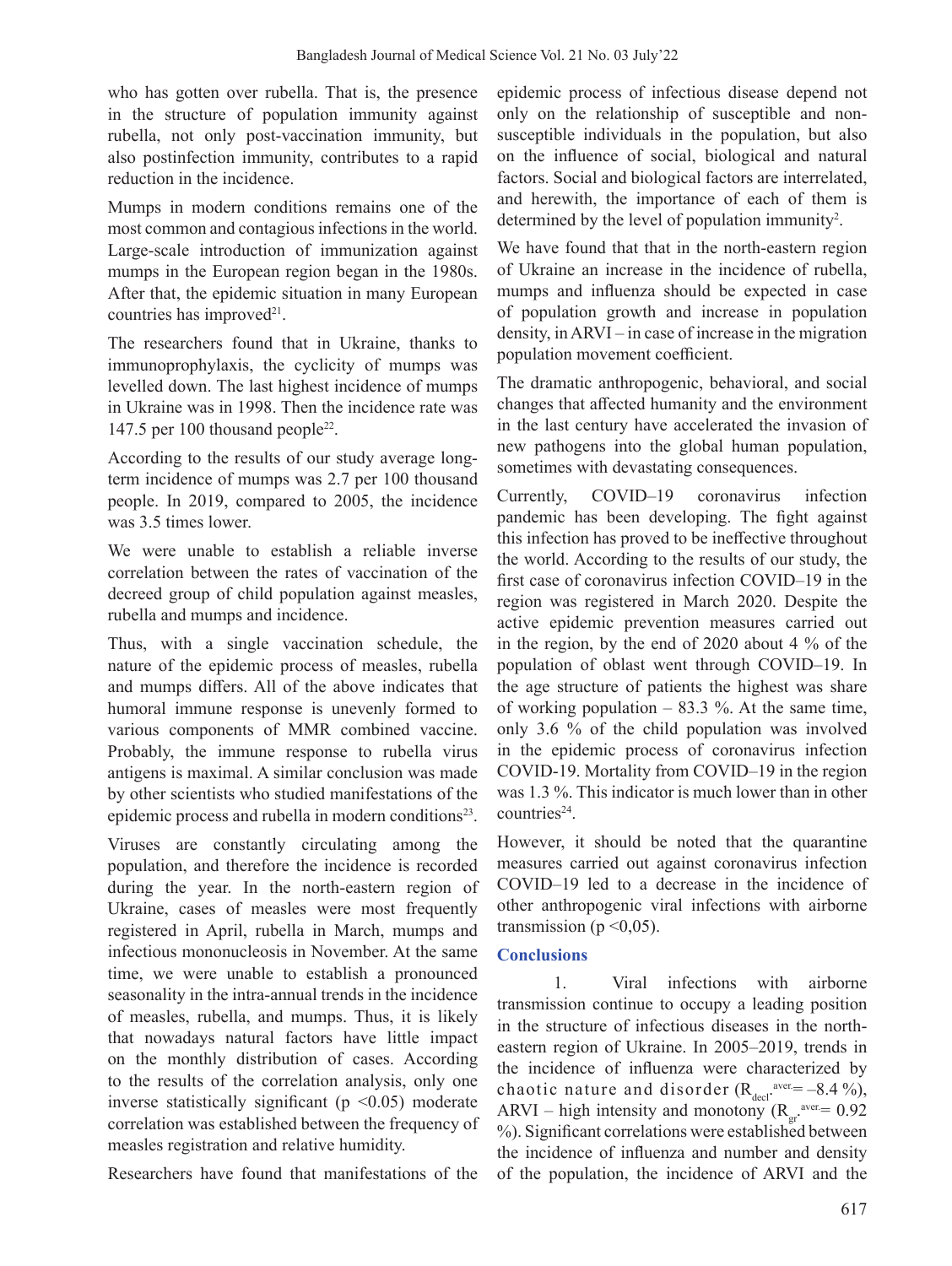who has gotten over rubella. That is, the presence in the structure of population immunity against rubella, not only post-vaccination immunity, but also postinfection immunity, contributes to a rapid reduction in the incidence.

Mumps in modern conditions remains one of the most common and contagious infections in the world. Large-scale introduction of immunization against mumps in the European region began in the 1980s. After that, the epidemic situation in many European countries has improved[21].

The researchers found that in Ukraine, thanks to immunoprophylaxis, the cyclicity of mumps was levelled down. The last highest incidence of mumps in Ukraine was in 1998. Then the incidence rate was 147.5 per 100 thousand people[22].

According to the results of our study average long-term incidence of mumps was 2.7 per 100 thousand people. In 2019, compared to 2005, the incidence was 3.5 times lower.

We were unable to establish a reliable inverse correlation between the rates of vaccination of the decreed group of child population against measles, rubella and mumps and incidence.

Thus, with a single vaccination schedule, the nature of the epidemic process of measles, rubella and mumps differs. All of the above indicates that humoral immune response is unevenly formed to various components of MMR combined vaccine. Probably, the immune response to rubella virus antigens is maximal. A similar conclusion was made by other scientists who studied manifestations of the epidemic process and rubella in modern conditions[23].

Viruses are constantly circulating among the population, and therefore the incidence is recorded during the year. In the north-eastern region of Ukraine, cases of measles were most frequently registered in April, rubella in March, mumps and infectious mononucleosis in November. At the same time, we were unable to establish a pronounced seasonality in the intra-annual trends in the incidence of measles, rubella, and mumps. Thus, it is likely that nowadays natural factors have little impact on the monthly distribution of cases. According to the results of the correlation analysis, only one inverse statistically significant ($p < 0.05$) moderate correlation was established between the frequency of measles registration and relative humidity.

Researchers have found that manifestations of the epidemic process of infectious disease depend not only on the relationship of susceptible and non-susceptible individuals in the population, but also on the influence of social, biological and natural factors. Social and biological factors are interrelated, and herewith, the importance of each of them is determined by the level of population immunity[2].

We have found that that in the north-eastern region of Ukraine an increase in the incidence of rubella, mumps and influenza should be expected in case of population growth and increase in population density, in ARVI – in case of increase in the migration population movement coefficient.

The dramatic anthropogenic, behavioral, and social changes that affected humanity and the environment in the last century have accelerated the invasion of new pathogens into the global human population, sometimes with devastating consequences.

Currently, COVID–19 coronavirus infection pandemic has been developing. The fight against this infection has proved to be ineffective throughout the world. According to the results of our study, the first case of coronavirus infection COVID–19 in the region was registered in March 2020. Despite the active epidemic prevention measures carried out in the region, by the end of 2020 about 4 % of the population of oblast went through COVID–19. In the age structure of patients the highest was share of working population – 83.3 %. At the same time, only 3.6 % of the child population was involved in the epidemic process of coronavirus infection COVID-19. Mortality from COVID–19 in the region was 1.3 %. This indicator is much lower than in other countries[24].

However, it should be noted that the quarantine measures carried out against coronavirus infection COVID–19 led to a decrease in the incidence of other anthropogenic viral infections with airborne transmission ($p < 0{,}05$).

## Conclusions

1. Viral infections with airborne transmission continue to occupy a leading position in the structure of infectious diseases in the north-eastern region of Ukraine. In 2005–2019, trends in the incidence of influenza were characterized by chaotic nature and disorder ($R_{decl.}^{aver.} = -8.4$ %), ARVI – high intensity and monotony ($R_{gr.}^{aver.} = 0.92$ %). Significant correlations were established between the incidence of influenza and number and density of the population, the incidence of ARVI and the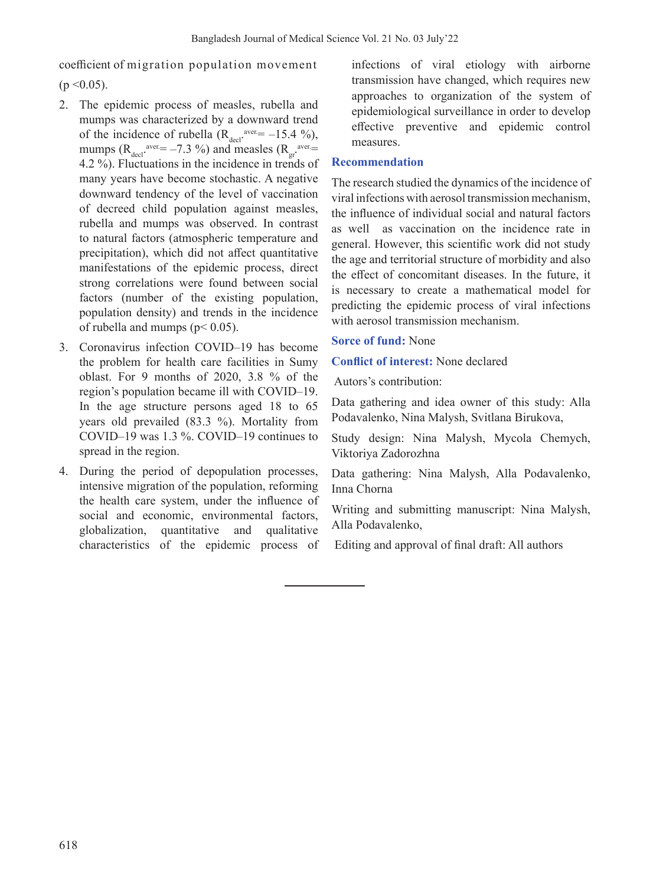coefficient of migration population movement ($p < 0.05$).

2. The epidemic process of measles, rubella and mumps was characterized by a downward trend of the incidence of rubella ($R_{decl.}^{aver.} = -15.4$ %), mumps ($R_{decl.}^{aver.} = -7.3$ %) and measles ($R_{gr.}^{aver.} = 4.2$ %). Fluctuations in the incidence in trends of many years have become stochastic. A negative downward tendency of the level of vaccination of decreed child population against measles, rubella and mumps was observed. In contrast to natural factors (atmospheric temperature and precipitation), which did not affect quantitative manifestations of the epidemic process, direct strong correlations were found between social factors (number of the existing population, population density) and trends in the incidence of rubella and mumps ($p < 0.05$).
3. Coronavirus infection COVID–19 has become the problem for health care facilities in Sumy oblast. For 9 months of 2020, 3.8 % of the region's population became ill with COVID–19. In the age structure persons aged 18 to 65 years old prevailed (83.3 %). Mortality from COVID–19 was 1.3 %. COVID–19 continues to spread in the region.
4. During the period of depopulation processes, intensive migration of the population, reforming the health care system, under the influence of social and economic, environmental factors, globalization, quantitative and qualitative characteristics of the epidemic process of infections of viral etiology with airborne transmission have changed, which requires new approaches to organization of the system of epidemiological surveillance in order to develop effective preventive and epidemic control measures.

## Recommendation

The research studied the dynamics of the incidence of viral infections with aerosol transmission mechanism, the influence of individual social and natural factors as well as vaccination on the incidence rate in general. However, this scientific work did not study the age and territorial structure of morbidity and also the effect of concomitant diseases. In the future, it is necessary to create a mathematical model for predicting the epidemic process of viral infections with aerosol transmission mechanism.

**Sorce of fund:** None

**Conflict of interest:** None declared

Autors's contribution:

Data gathering and idea owner of this study: Alla Podavalenko, Nina Malysh, Svitlana Birukova,

Study design: Nina Malysh, Mycola Chemych, Viktoriya Zadorozhna

Data gathering: Nina Malysh, Alla Podavalenko, Inna Chorna

Writing and submitting manuscript: Nina Malysh, Alla Podavalenko,

Editing and approval of final draft: All authors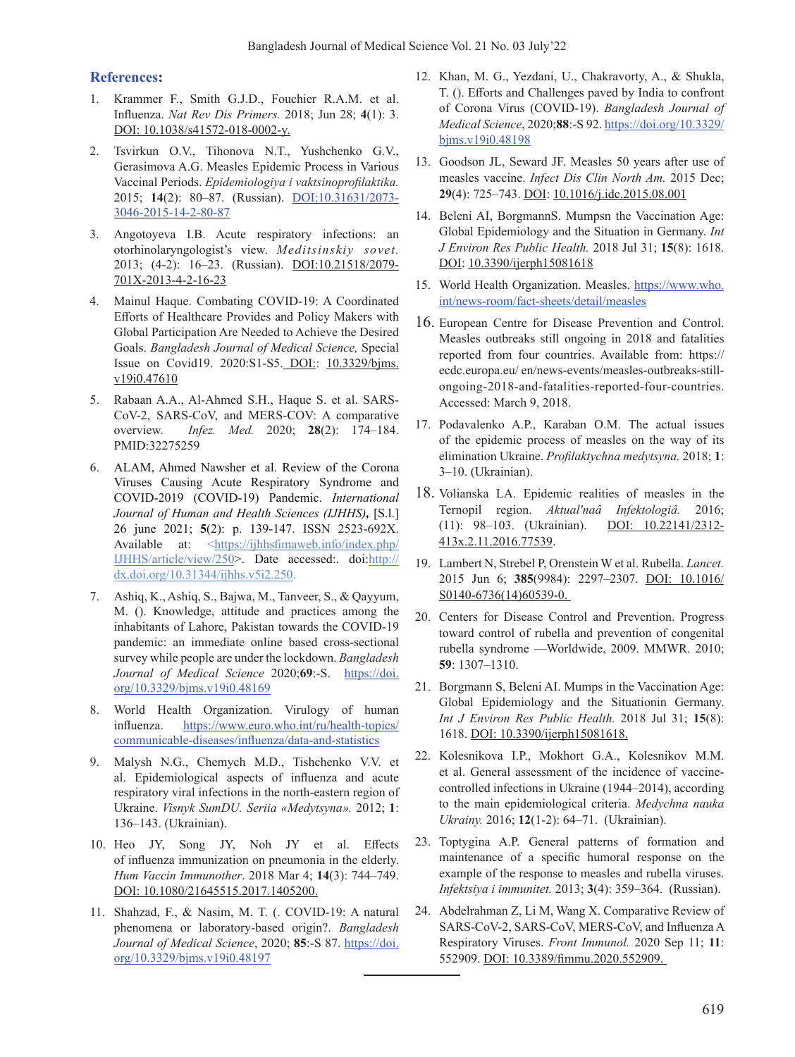## References:

1. Krammer F., Smith G.J.D., Fouchier R.A.M. et al. Influenza. *Nat Rev Dis Primers.* 2018; Jun 28; **4**(1): 3. DOI: 10.1038/s41572-018-0002-y.
2. Tsvirkun O.V., Tihonova N.T., Yushchenko G.V., Gerasimova A.G. Measles Epidemic Process in Various Vaccinal Periods. *Epidemiologiya i vaktsinoprofilaktika.* 2015; **14**(2): 80–87. (Russian). DOI:10.31631/2073-3046-2015-14-2-80-87
3. Angotoyeva I.B. Acute respiratory infections: an otorhinolaryngologist's view. *Meditsinskiy sovet.* 2013; (4-2): 16–23. (Russian). DOI:10.21518/2079-701X-2013-4-2-16-23
4. Mainul Haque. Combating COVID-19: A Coordinated Efforts of Healthcare Provides and Policy Makers with Global Participation Are Needed to Achieve the Desired Goals. *Bangladesh Journal of Medical Science,* Special Issue on Covid19. 2020:S1-S5. DOI:: 10.3329/bjms.v19i0.47610
5. Rabaan A.A., Al-Ahmed S.H., Haque S. et al. SARS-CoV-2, SARS-CoV, and MERS-COV: A comparative overview. *Infez. Med.* 2020; **28**(2): 174–184. PMID:32275259
6. ALAM, Ahmed Nawsher et al. Review of the Corona Viruses Causing Acute Respiratory Syndrome and COVID-2019 (COVID-19) Pandemic. *International Journal of Human and Health Sciences (IJHHS)***,** [S.l.] 26 june 2021; **5**(2): p. 139-147. ISSN 2523-692X. Available at: <https://ijhhsfimaweb.info/index.php/IJHHS/article/view/250>. Date accessed:. doi:http://dx.doi.org/10.31344/ijhhs.v5i2.250.
7. Ashiq, K., Ashiq, S., Bajwa, M., Tanveer, S., & Qayyum, M. (). Knowledge, attitude and practices among the inhabitants of Lahore, Pakistan towards the COVID-19 pandemic: an immediate online based cross-sectional survey while people are under the lockdown. *Bangladesh Journal of Medical Science* 2020;**69**:-S. https://doi.org/10.3329/bjms.v19i0.48169
8. World Health Organization. Virulogy of human influenza. https://www.euro.who.int/ru/health-topics/communicable-diseases/influenza/data-and-statistics
9. Malysh N.G., Chemych M.D., Tishchenko V.V. et al. Epidemiological aspects of influenza and acute respiratory viral infections in the north-eastern region of Ukraine. *Vîsnyk SumDU. Seriia «Medytsyna».* 2012; **1**: 136–143. (Ukrainian).
10. Heo JY, Song JY, Noh JY et al. Effects of influenza immunization on pneumonia in the elderly. *Hum Vaccin Immunother*. 2018 Mar 4; **14**(3): 744–749. DOI: 10.1080/21645515.2017.1405200.
11. Shahzad, F., & Nasim, M. T. (. COVID-19: A natural phenomena or laboratory-based origin?. *Bangladesh Journal of Medical Science*, 2020; **85**:-S 87. https://doi.org/10.3329/bjms.v19i0.48197
12. Khan, M. G., Yezdani, U., Chakravorty, A., & Shukla, T. (). Efforts and Challenges paved by India to confront of Corona Virus (COVID-19). *Bangladesh Journal of Medical Science*, 2020;**88**:-S 92. https://doi.org/10.3329/bjms.v19i0.48198
13. Goodson JL, Seward JF. Measles 50 years after use of measles vaccine. *Infect Dis Clin North Am.* 2015 Dec; **29**(4): 725–743. DOI: 10.1016/j.idc.2015.08.001
14. Beleni AI, BorgmannS. Mumpsn the Vaccination Age: Global Epidemiology and the Situation in Germany. *Int J Environ Res Public Health.* 2018 Jul 31; **15**(8): 1618. DOI: 10.3390/ijerph15081618
15. World Health Organization. Measles. https://www.who.int/news-room/fact-sheets/detail/measles
16. European Centre for Disease Prevention and Control. Measles outbreaks still ongoing in 2018 and fatalities reported from four countries. Available from: https://ecdc.europa.eu/ en/news-events/measles-outbreaks-still-ongoing-2018-and-fatalities-reported-four-countries. Accessed: March 9, 2018.
17. Podavalenko A.P., Karaban O.M. The actual issues of the epidemic process of measles on the way of its elimination Ukraine. *Profilaktychna medytsyna.* 2018; **1**: 3–10. (Ukrainian).
18. Volianska LA. Epidemic realities of measles in the Ternopil region. *Aktual'naâ Infektologìâ.* 2016; (11): 98–103. (Ukrainian). DOI: 10.22141/2312-413x.2.11.2016.77539.
19. Lambert N, Strebel P, Orenstein W et al. Rubella. *Lancet.* 2015 Jun 6; **385**(9984): 2297–2307. DOI: 10.1016/S0140-6736(14)60539-0.
20. Centers for Disease Control and Prevention. Progress toward control of rubella and prevention of congenital rubella syndrome —Worldwide, 2009. MMWR. 2010; **59**: 1307–1310.
21. Borgmann S, Beleni AI. Mumps in the Vaccination Age: Global Epidemiology and the Situationin Germany. *Int J Environ Res Public Health.* 2018 Jul 31; **15**(8): 1618. DOI: 10.3390/ijerph15081618.
22. Kolesnikova I.P., Mokhort G.A., Kolesnikov M.M. et al. General assessment of the incidence of vaccine-controlled infections in Ukraine (1944–2014), according to the main epidemiological criteria. *Medychna nauka Ukrainy.* 2016; **12**(1-2): 64–71. (Ukrainian).
23. Toptygina A.P. General patterns of formation and maintenance of a specific humoral response on the example of the response to measles and rubella viruses. *Infektsiya i immunitet.* 2013; **3**(4): 359–364. (Russian).
24. Abdelrahman Z, Li M, Wang X. Comparative Review of SARS-CoV-2, SARS-CoV, MERS-CoV, and Influenza A Respiratory Viruses. *Front Immunol.* 2020 Sep 11; **11**: 552909. DOI: 10.3389/fimmu.2020.552909.